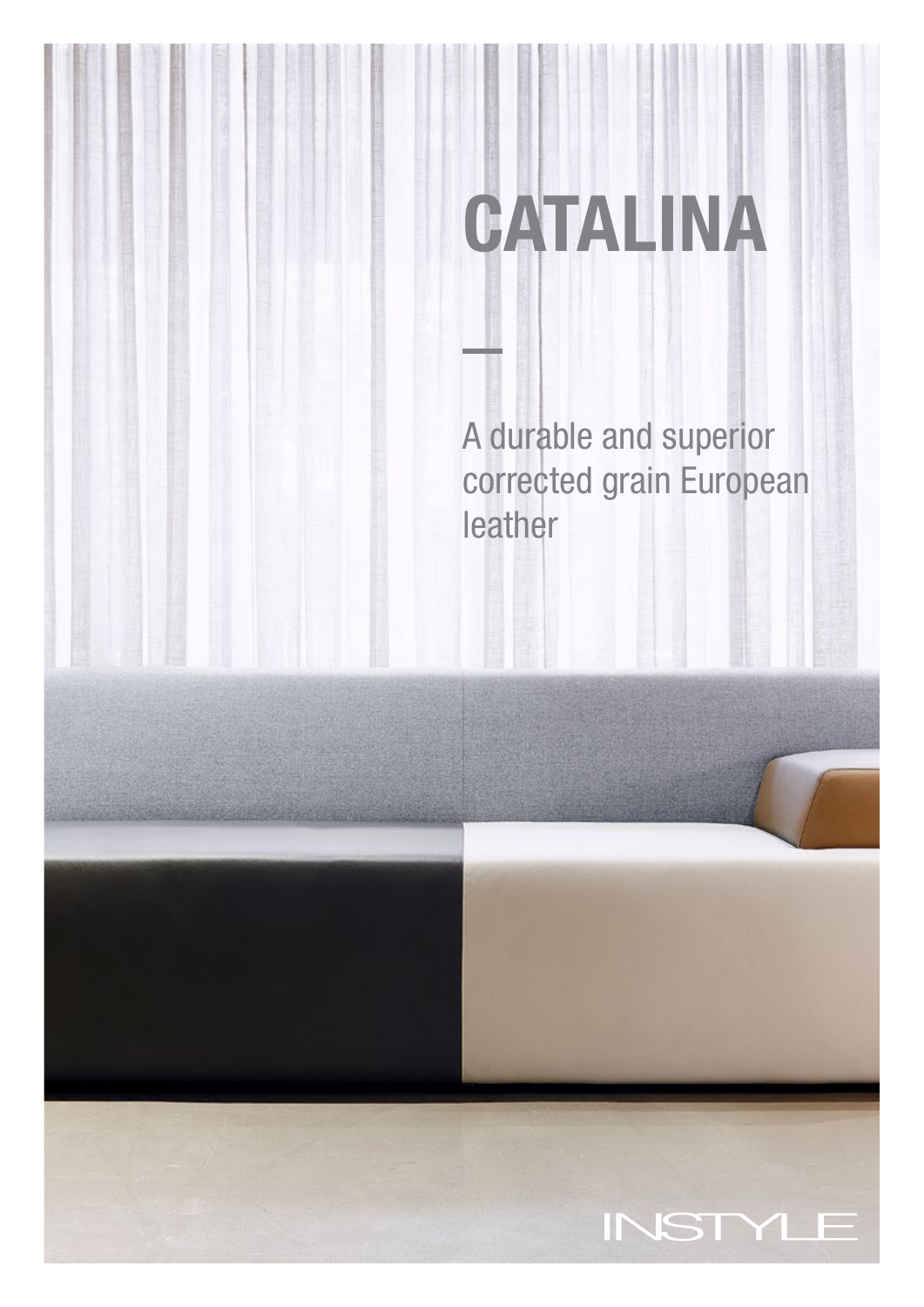# CATALINA

—

A durable and superior corrected grain European leather

INSTYLE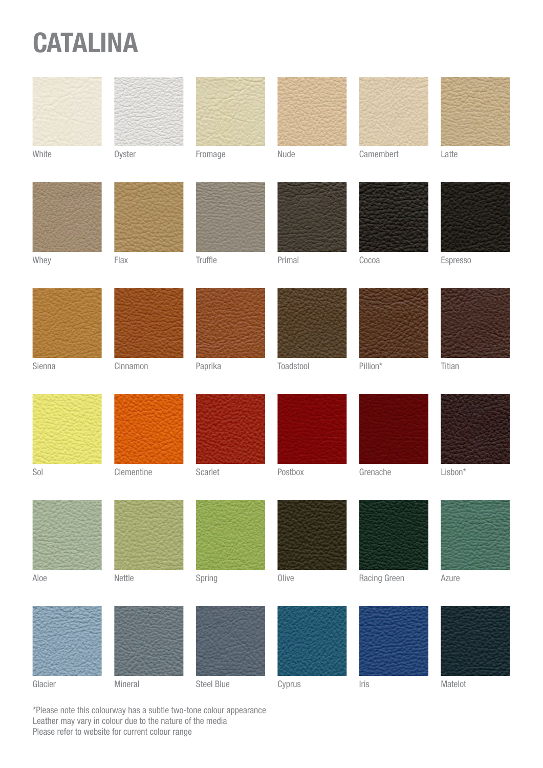# CATALINA

| | | | | | |
|---|---|---|---|---|---|
| White | Oyster | Fromage | Nude | Camembert | Latte |
| Whey | Flax | Truffle | Primal | Cocoa | Espresso |
| Sienna | Cinnamon | Paprika | Toadstool | Pillion* | Titian |
| Sol | Clementine | Scarlet | Postbox | Grenache | Lisbon* |
| Aloe | Nettle | Spring | Olive | Racing Green | Azure |
| Glacier | Mineral | Steel Blue | Cyprus | Iris | Matelot |

*Please note this colourway has a subtle two-tone colour appearance
Leather may vary in colour due to the nature of the media
Please refer to website for current colour range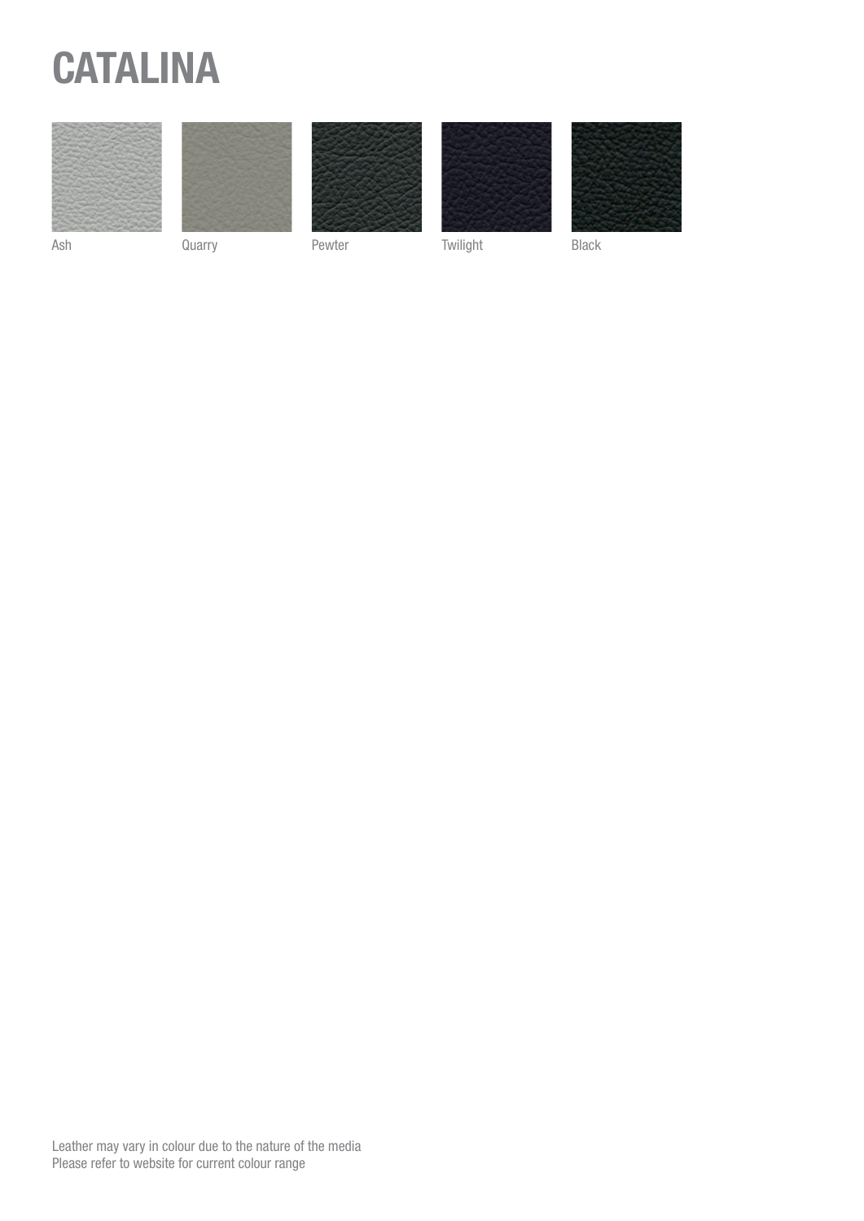# CATALINA

Ash

Quarry

Pewter

Twilight

Black

Leather may vary in colour due to the nature of the media
Please refer to website for current colour range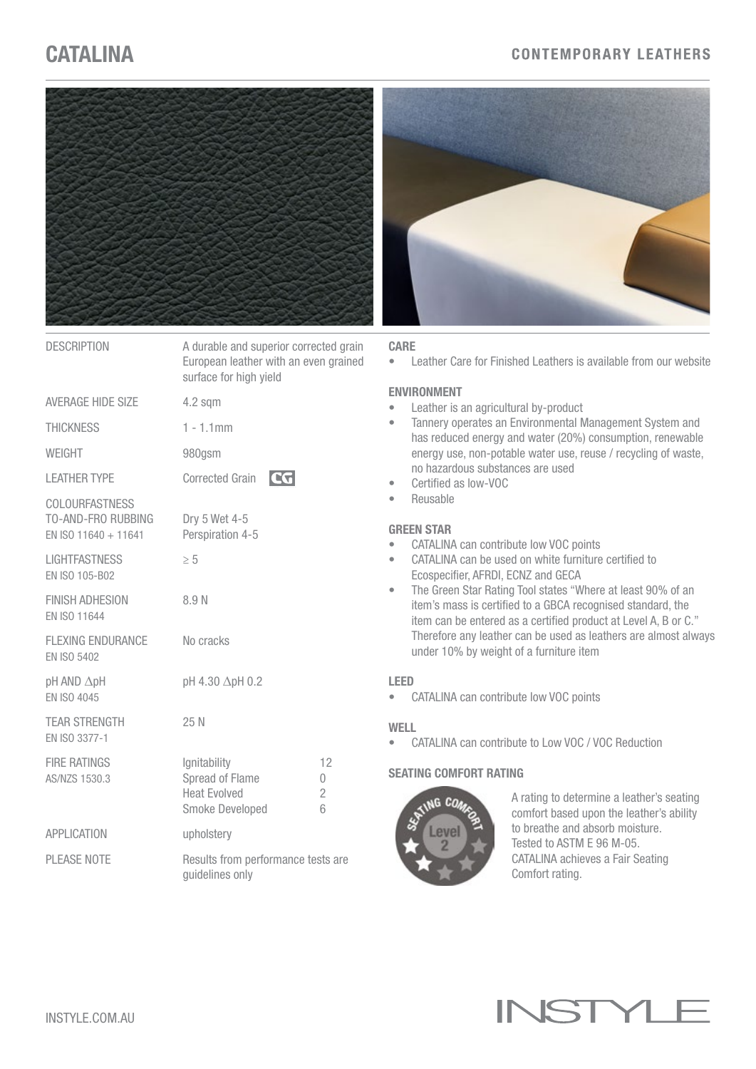# CATALINA

## CONTEMPORARY LEATHERS

| | |
|---|---|
| DESCRIPTION | A durable and superior corrected grain European leather with an even grained surface for high yield |
| AVERAGE HIDE SIZE | 4.2 sqm |
| THICKNESS | 1 - 1.1mm |
| WEIGHT | 980gsm |
| LEATHER TYPE | Corrected Grain CG |
| COLOURFASTNESS TO-AND-FRO RUBBING EN ISO 11640 + 11641 | Dry 5 Wet 4-5 Perspiration 4-5 |
| LIGHTFASTNESS EN ISO 105-B02 | $\geq 5$ |
| FINISH ADHESION EN ISO 11644 | 8.9 N |
| FLEXING ENDURANCE EN ISO 5402 | No cracks |
| pH AND $\Delta$pH EN ISO 4045 | pH 4.30 $\Delta$pH 0.2 |
| TEAR STRENGTH EN ISO 3377-1 | 25 N |
| FIRE RATINGS AS/NZS 1530.3 | Ignitability 12<br>Spread of Flame 0<br>Heat Evolved 2<br>Smoke Developed 6 |
| APPLICATION | upholstery |
| PLEASE NOTE | Results from performance tests are guidelines only |

### CARE

- Leather Care for Finished Leathers is available from our website

### ENVIRONMENT

- Leather is an agricultural by-product
- Tannery operates an Environmental Management System and has reduced energy and water (20%) consumption, renewable energy use, non-potable water use, reuse / recycling of waste, no hazardous substances are used
- Certified as low-VOC
- Reusable

### GREEN STAR

- CATALINA can contribute low VOC points
- CATALINA can be used on white furniture certified to Ecospecifier, AFRDI, ECNZ and GECA
- The Green Star Rating Tool states "Where at least 90% of an item's mass is certified to a GBCA recognised standard, the item can be entered as a certified product at Level A, B or C." Therefore any leather can be used as leathers are almost always under 10% by weight of a furniture item

### LEED

- CATALINA can contribute low VOC points

### WELL

- CATALINA can contribute to Low VOC / VOC Reduction

### SEATING COMFORT RATING

SEATING COMFORT Level 2

A rating to determine a leather's seating comfort based upon the leather's ability to breathe and absorb moisture. Tested to ASTM E 96 M-05. CATALINA achieves a Fair Seating Comfort rating.

INSTYLE.COM.AU

INSTYLE